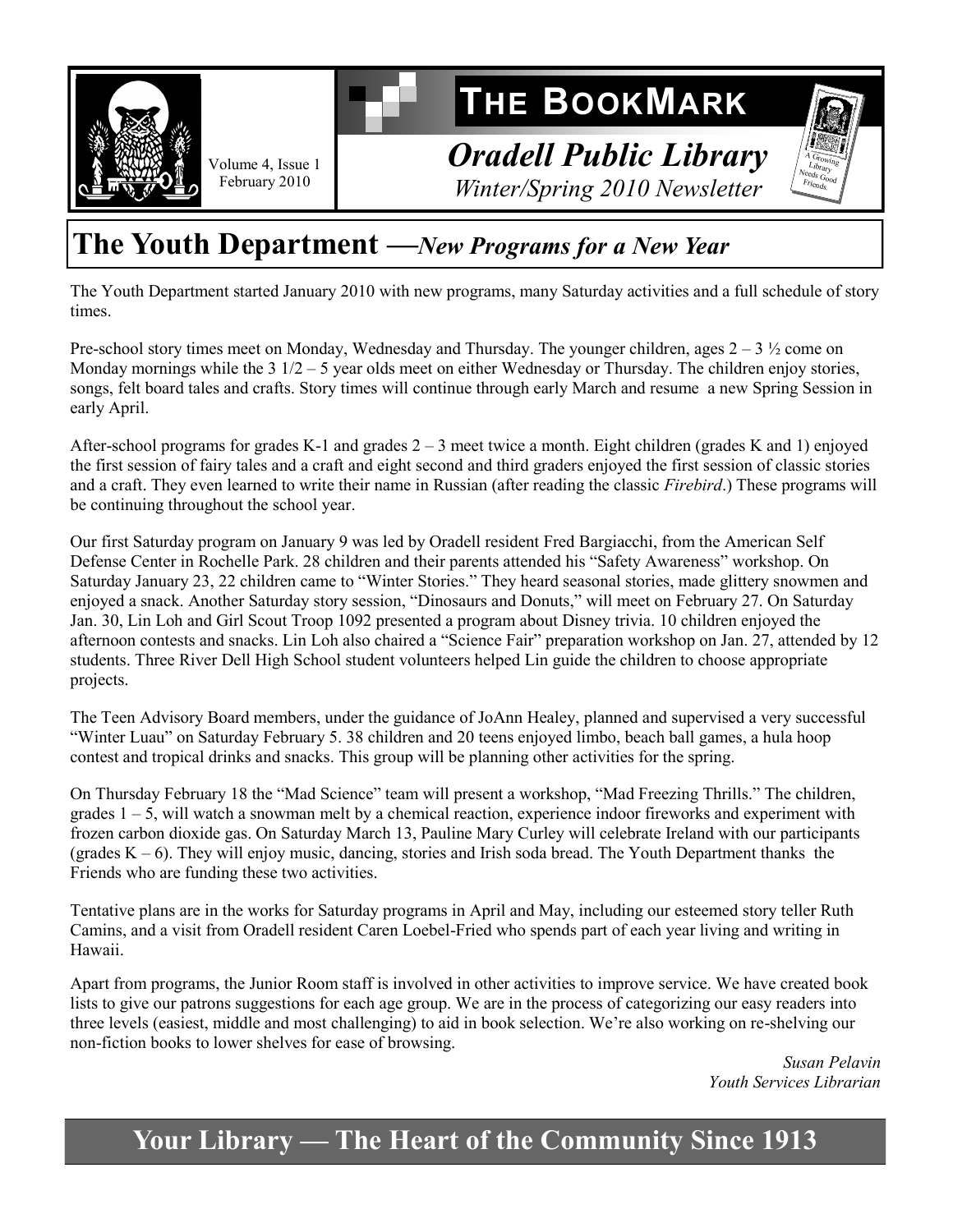# THE BOOKMARK

Volume 4, Issue 1
February 2010

## *Oradell Public Library*

*Winter/Spring 2010 Newsletter*

A Growing Library Needs Good Friends

## The Youth Department —*New Programs for a New Year*

The Youth Department started January 2010 with new programs, many Saturday activities and a full schedule of story times.

Pre-school story times meet on Monday, Wednesday and Thursday. The younger children, ages 2 – 3 ½ come on Monday mornings while the 3 1/2 – 5 year olds meet on either Wednesday or Thursday. The children enjoy stories, songs, felt board tales and crafts. Story times will continue through early March and resume a new Spring Session in early April.

After-school programs for grades K-1 and grades 2 – 3 meet twice a month. Eight children (grades K and 1) enjoyed the first session of fairy tales and a craft and eight second and third graders enjoyed the first session of classic stories and a craft. They even learned to write their name in Russian (after reading the classic *Firebird*.) These programs will be continuing throughout the school year.

Our first Saturday program on January 9 was led by Oradell resident Fred Bargiacchi, from the American Self Defense Center in Rochelle Park. 28 children and their parents attended his "Safety Awareness" workshop. On Saturday January 23, 22 children came to "Winter Stories." They heard seasonal stories, made glittery snowmen and enjoyed a snack. Another Saturday story session, "Dinosaurs and Donuts," will meet on February 27. On Saturday Jan. 30, Lin Loh and Girl Scout Troop 1092 presented a program about Disney trivia. 10 children enjoyed the afternoon contests and snacks. Lin Loh also chaired a "Science Fair" preparation workshop on Jan. 27, attended by 12 students. Three River Dell High School student volunteers helped Lin guide the children to choose appropriate projects.

The Teen Advisory Board members, under the guidance of JoAnn Healey, planned and supervised a very successful "Winter Luau" on Saturday February 5. 38 children and 20 teens enjoyed limbo, beach ball games, a hula hoop contest and tropical drinks and snacks. This group will be planning other activities for the spring.

On Thursday February 18 the "Mad Science" team will present a workshop, "Mad Freezing Thrills." The children, grades 1 – 5, will watch a snowman melt by a chemical reaction, experience indoor fireworks and experiment with frozen carbon dioxide gas. On Saturday March 13, Pauline Mary Curley will celebrate Ireland with our participants (grades K – 6). They will enjoy music, dancing, stories and Irish soda bread. The Youth Department thanks the Friends who are funding these two activities.

Tentative plans are in the works for Saturday programs in April and May, including our esteemed story teller Ruth Camins, and a visit from Oradell resident Caren Loebel-Fried who spends part of each year living and writing in Hawaii.

Apart from programs, the Junior Room staff is involved in other activities to improve service. We have created book lists to give our patrons suggestions for each age group. We are in the process of categorizing our easy readers into three levels (easiest, middle and most challenging) to aid in book selection. We're also working on re-shelving our non-fiction books to lower shelves for ease of browsing.

*Susan Pelavin*
*Youth Services Librarian*

## Your Library — The Heart of the Community Since 1913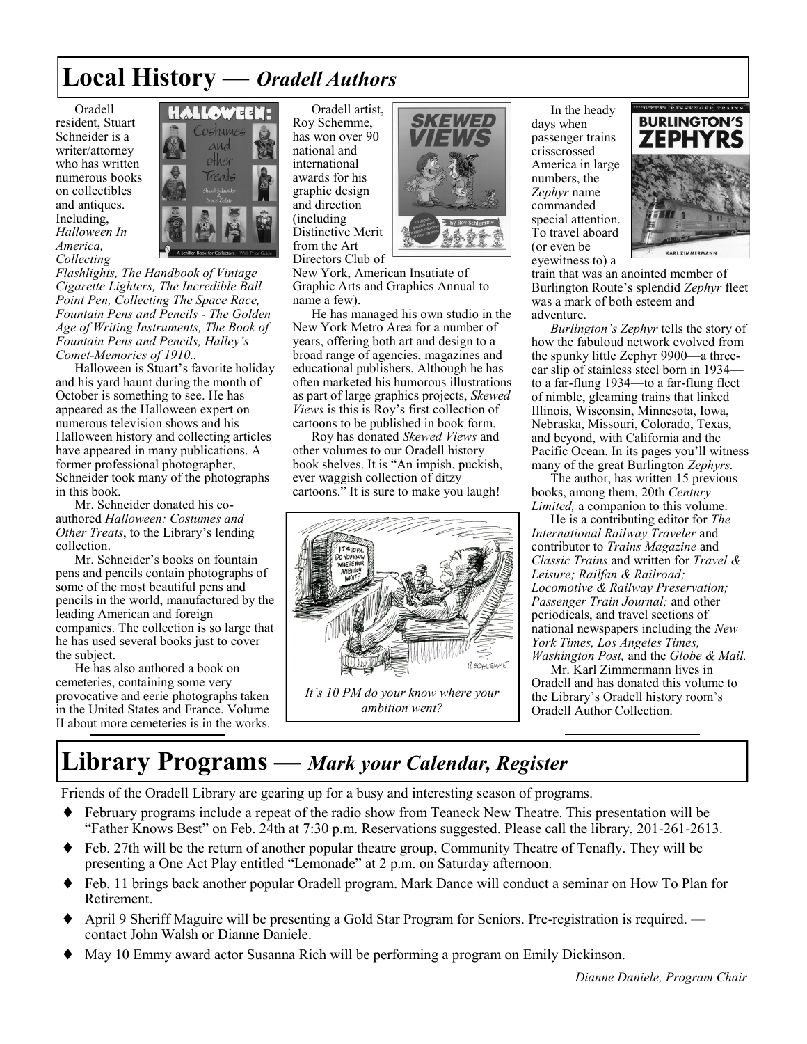# Local History — *Oradell Authors*

Oradell resident, Stuart Schneider is a writer/attorney who has written numerous books on collectibles and antiques. Including, *Halloween In America, Collecting Flashlights, The Handbook of Vintage Cigarette Lighters, The Incredible Ball Point Pen, Collecting The Space Race, Fountain Pens and Pencils - The Golden Age of Writing Instruments, The Book of Fountain Pens and Pencils, Halley's Comet-Memories of 1910.*.

Halloween is Stuart's favorite holiday and his yard haunt during the month of October is something to see. He has appeared as the Halloween expert on numerous television shows and his Halloween history and collecting articles have appeared in many publications. A former professional photographer, Schneider took many of the photographs in this book.

Mr. Schneider donated his co-authored *Halloween: Costumes and Other Treats*, to the Library's lending collection.

Mr. Schneider's books on fountain pens and pencils contain photographs of some of the most beautiful pens and pencils in the world, manufactured by the leading American and foreign companies. The collection is so large that he has used several books just to cover the subject.

He has also authored a book on cemeteries, containing some very provocative and eerie photographs taken in the United States and France. Volume II about more cemeteries is in the works.

Oradell artist, Roy Schemme, has won over 90 national and international awards for his graphic design and direction (including Distinctive Merit from the Art Directors Club of New York, American Insatiate of Graphic Arts and Graphics Annual to name a few).

He has managed his own studio in the New York Metro Area for a number of years, offering both art and design to a broad range of agencies, magazines and educational publishers. Although he has often marketed his humorous illustrations as part of large graphics projects, *Skewed Views* is this is Roy's first collection of cartoons to be published in book form.

Roy has donated *Skewed Views* and other volumes to our Oradell history book shelves. It is "An impish, puckish, ever waggish collection of ditzy cartoons." It is sure to make you laugh!

*It's 10 PM do your know where your ambition went?*

In the heady days when passenger trains crisscrossed America in large numbers, the *Zephyr* name commanded special attention. To travel aboard (or even be eyewitness to) a train that was an anointed member of Burlington Route's splendid *Zephyr* fleet was a mark of both esteem and adventure.

*Burlington's Zephyr* tells the story of how the fabuloud network evolved from the spunky little Zephyr 9900—a three-car slip of stainless steel born in 1934—to a far-flung 1934—to a far-flung fleet of nimble, gleaming trains that linked Illinois, Wisconsin, Minnesota, Iowa, Nebraska, Missouri, Colorado, Texas, and beyond, with California and the Pacific Ocean. In its pages you'll witness many of the great Burlington *Zephyrs.*

The author, has written 15 previous books, among them, 20th *Century Limited,* a companion to this volume.

He is a contributing editor for *The International Railway Traveler* and contributor to *Trains Magazine* and *Classic Trains* and written for *Travel & Leisure; Railfan & Railroad; Locomotive & Railway Preservation; Passenger Train Journal;* and other periodicals, and travel sections of national newspapers including the *New York Times, Los Angeles Times, Washington Post,* and the *Globe & Mail.*

Mr. Karl Zimmermann lives in Oradell and has donated this volume to the Library's Oradell history room's Oradell Author Collection.

# Library Programs — *Mark your Calendar, Register*

Friends of the Oradell Library are gearing up for a busy and interesting season of programs.

- February programs include a repeat of the radio show from Teaneck New Theatre. This presentation will be "Father Knows Best" on Feb. 24th at 7:30 p.m. Reservations suggested. Please call the library, 201-261-2613.
- Feb. 27th will be the return of another popular theatre group, Community Theatre of Tenafly. They will be presenting a One Act Play entitled "Lemonade" at 2 p.m. on Saturday afternoon.
- Feb. 11 brings back another popular Oradell program. Mark Dance will conduct a seminar on How To Plan for Retirement.
- April 9 Sheriff Maguire will be presenting a Gold Star Program for Seniors. Pre-registration is required. — contact John Walsh or Dianne Daniele.
- May 10 Emmy award actor Susanna Rich will be performing a program on Emily Dickinson.

*Dianne Daniele, Program Chair*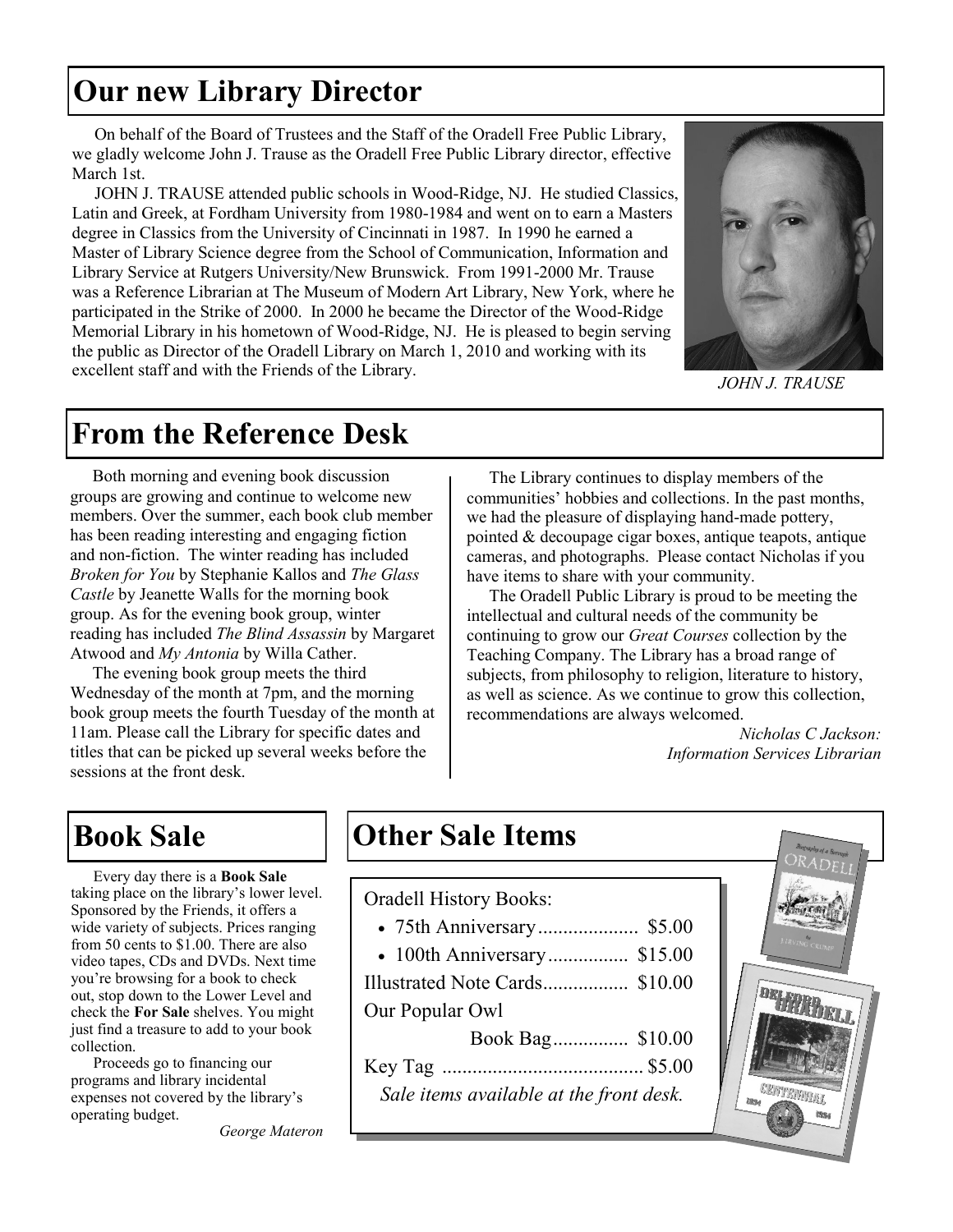## Our new Library Director

On behalf of the Board of Trustees and the Staff of the Oradell Free Public Library, we gladly welcome John J. Trause as the Oradell Free Public Library director, effective March 1st.

JOHN J. TRAUSE attended public schools in Wood-Ridge, NJ. He studied Classics, Latin and Greek, at Fordham University from 1980-1984 and went on to earn a Masters degree in Classics from the University of Cincinnati in 1987. In 1990 he earned a Master of Library Science degree from the School of Communication, Information and Library Service at Rutgers University/New Brunswick. From 1991-2000 Mr. Trause was a Reference Librarian at The Museum of Modern Art Library, New York, where he participated in the Strike of 2000. In 2000 he became the Director of the Wood-Ridge Memorial Library in his hometown of Wood-Ridge, NJ. He is pleased to begin serving the public as Director of the Oradell Library on March 1, 2010 and working with its excellent staff and with the Friends of the Library.

*JOHN J. TRAUSE*

## From the Reference Desk

Both morning and evening book discussion groups are growing and continue to welcome new members. Over the summer, each book club member has been reading interesting and engaging fiction and non-fiction. The winter reading has included *Broken for You* by Stephanie Kallos and *The Glass Castle* by Jeanette Walls for the morning book group. As for the evening book group, winter reading has included *The Blind Assassin* by Margaret Atwood and *My Antonia* by Willa Cather.

The evening book group meets the third Wednesday of the month at 7pm, and the morning book group meets the fourth Tuesday of the month at 11am. Please call the Library for specific dates and titles that can be picked up several weeks before the sessions at the front desk.

The Library continues to display members of the communities' hobbies and collections. In the past months, we had the pleasure of displaying hand-made pottery, pointed & decoupage cigar boxes, antique teapots, antique cameras, and photographs. Please contact Nicholas if you have items to share with your community.

The Oradell Public Library is proud to be meeting the intellectual and cultural needs of the community be continuing to grow our *Great Courses* collection by the Teaching Company. The Library has a broad range of subjects, from philosophy to religion, literature to history, as well as science. As we continue to grow this collection, recommendations are always welcomed.

*Nicholas C Jackson:*
*Information Services Librarian*

## Book Sale

Every day there is a **Book Sale** taking place on the library's lower level. Sponsored by the Friends, it offers a wide variety of subjects. Prices ranging from 50 cents to $1.00. There are also video tapes, CDs and DVDs. Next time you're browsing for a book to check out, stop down to the Lower Level and check the **For Sale** shelves. You might just find a treasure to add to your book collection.

Proceeds go to financing our programs and library incidental expenses not covered by the library's operating budget.

*George Materon*

## Other Sale Items

Oradell History Books:

- 75th Anniversary.................... $5.00
- 100th Anniversary................ $15.00

Illustrated Note Cards................. $10.00

Our Popular Owl
Book Bag............... $10.00

Key Tag ........................................ $5.00

*Sale items available at the front desk.*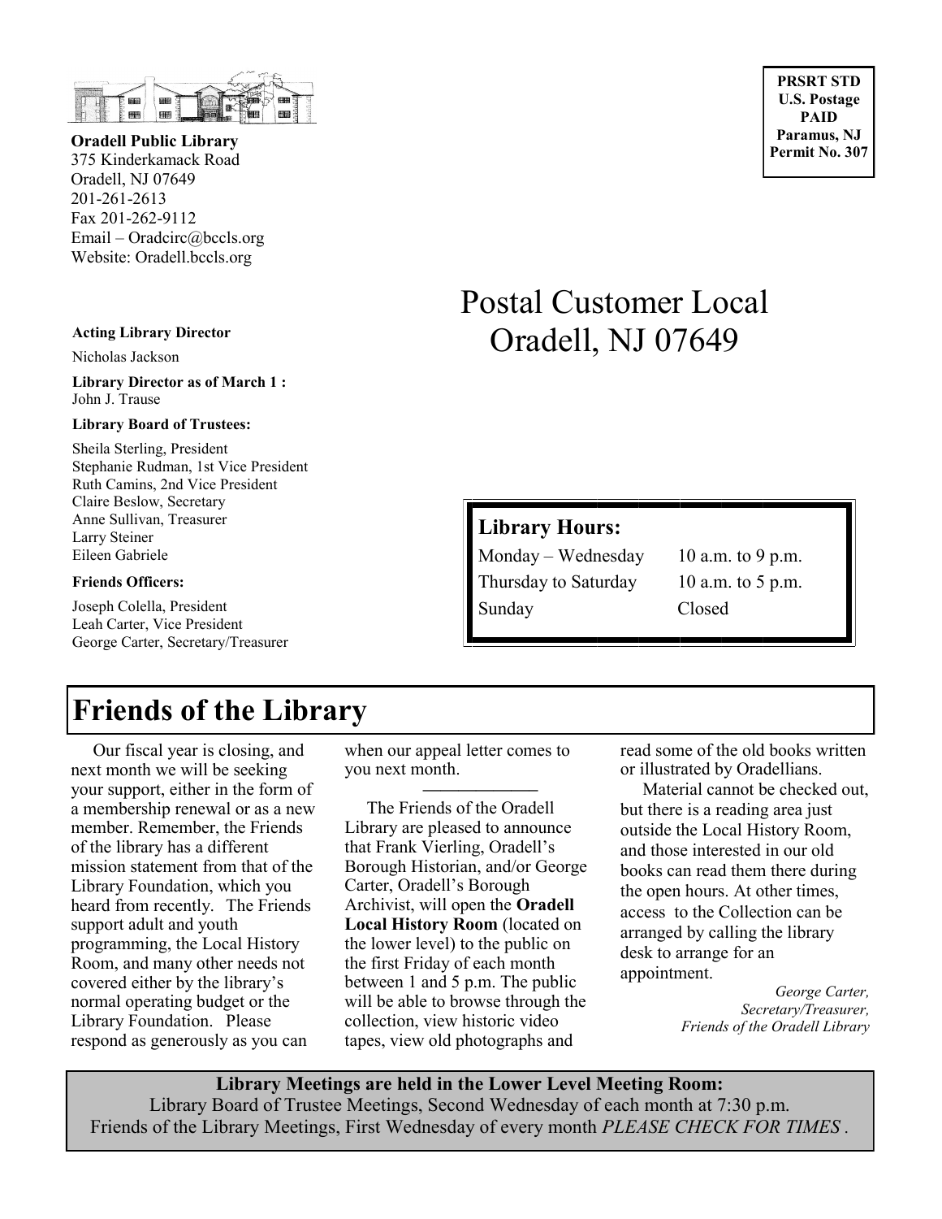**Oradell Public Library**
375 Kinderkamack Road
Oradell, NJ 07649
201-261-2613
Fax 201-262-9112
Email – Oradcirc@bccls.org
Website: Oradell.bccls.org

**PRSRT STD**
**U.S. Postage**
**PAID**
**Paramus, NJ**
**Permit No. 307**

Postal Customer Local
Oradell, NJ 07649

**Acting Library Director**
Nicholas Jackson

**Library Director as of March 1 :**
John J. Trause

**Library Board of Trustees:**

Sheila Sterling, President
Stephanie Rudman, 1st Vice President
Ruth Camins, 2nd Vice President
Claire Beslow, Secretary
Anne Sullivan, Treasurer
Larry Steiner
Eileen Gabriele

**Friends Officers:**

Joseph Colella, President
Leah Carter, Vice President
George Carter, Secretary/Treasurer

**Library Hours:**

| | |
|---|---|
| Monday – Wednesday | 10 a.m. to 9 p.m. |
| Thursday to Saturday | 10 a.m. to 5 p.m. |
| Sunday | Closed |

# Friends of the Library

Our fiscal year is closing, and next month we will be seeking your support, either in the form of a membership renewal or as a new member. Remember, the Friends of the library has a different mission statement from that of the Library Foundation, which you heard from recently. The Friends support adult and youth programming, the Local History Room, and many other needs not covered either by the library's normal operating budget or the Library Foundation. Please respond as generously as you can when our appeal letter comes to you next month.

———————

The Friends of the Oradell Library are pleased to announce that Frank Vierling, Oradell's Borough Historian, and/or George Carter, Oradell's Borough Archivist, will open the **Oradell Local History Room** (located on the lower level) to the public on the first Friday of each month between 1 and 5 p.m. The public will be able to browse through the collection, view historic video tapes, view old photographs and read some of the old books written or illustrated by Oradellians.

Material cannot be checked out, but there is a reading area just outside the Local History Room, and those interested in our old books can read them there during the open hours. At other times, access to the Collection can be arranged by calling the library desk to arrange for an appointment.

*George Carter,*
*Secretary/Treasurer,*
*Friends of the Oradell Library*

**Library Meetings are held in the Lower Level Meeting Room:**
Library Board of Trustee Meetings, Second Wednesday of each month at 7:30 p.m.
Friends of the Library Meetings, First Wednesday of every month *PLEASE CHECK FOR TIMES* .